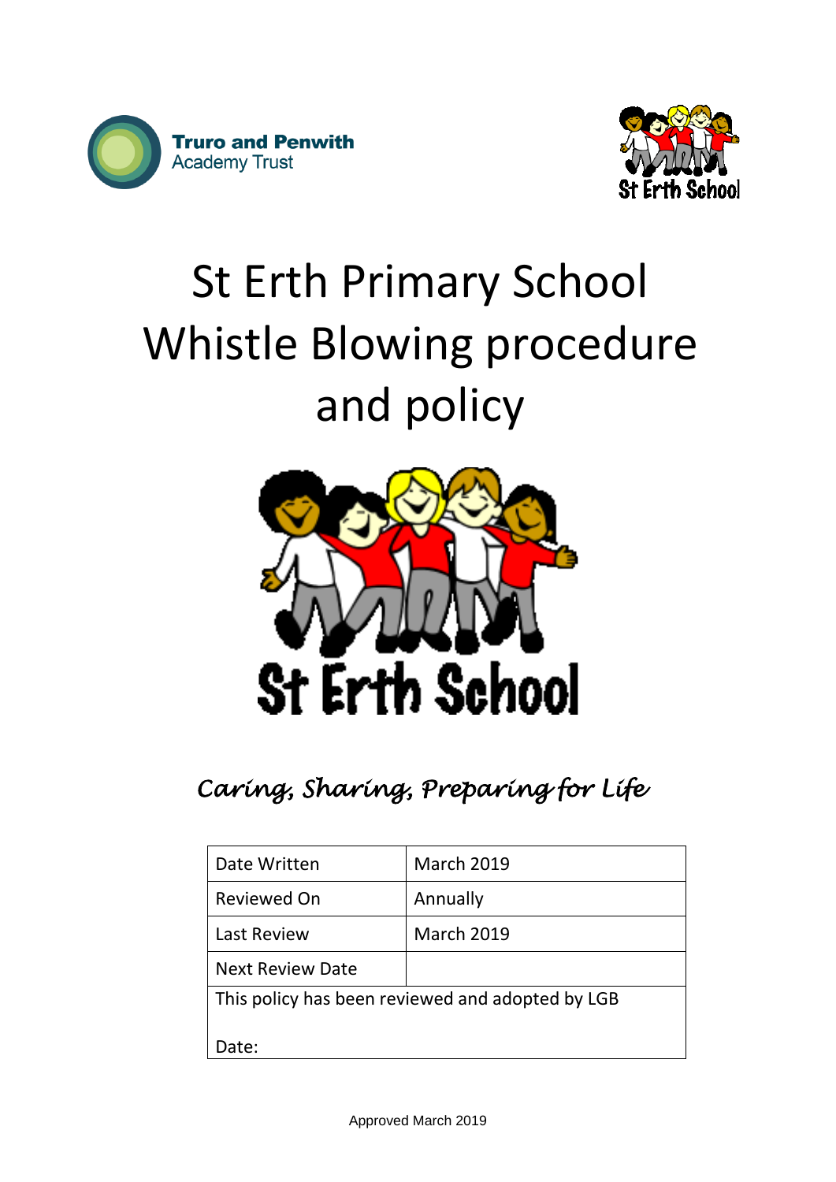Truro and Penwith Academy Trust

# St Erth Primary School Whistle Blowing procedure and policy

St Erth School

*Caring, Sharing, Preparing for Life*

| Date Written | March 2019 |
|---|---|
| Reviewed On | Annually |
| Last Review | March 2019 |
| Next Review Date | |
| This policy has been reviewed and adopted by LGB<br><br>Date: | |

Approved March 2019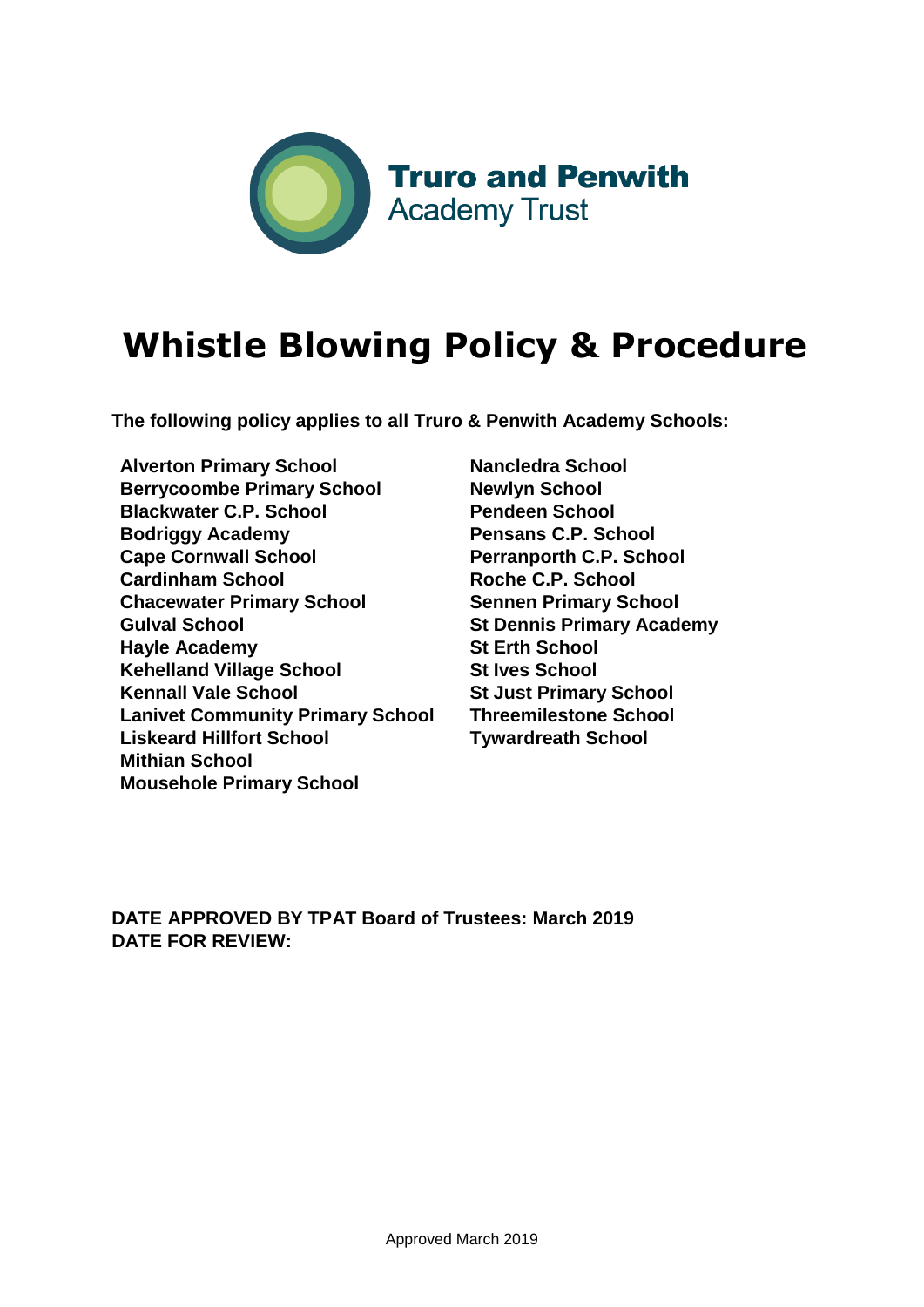**Truro and Penwith**
Academy Trust

# Whistle Blowing Policy & Procedure

**The following policy applies to all Truro & Penwith Academy Schools:**

**Alverton Primary School**
**Berrycoombe Primary School**
**Blackwater C.P. School**
**Bodriggy Academy**
**Cape Cornwall School**
**Cardinham School**
**Chacewater Primary School**
**Gulval School**
**Hayle Academy**
**Kehelland Village School**
**Kennall Vale School**
**Lanivet Community Primary School**
**Liskeard Hillfort School**
**Mithian School**
**Mousehole Primary School**
**Nancledra School**
**Newlyn School**
**Pendeen School**
**Pensans C.P. School**
**Perranporth C.P. School**
**Roche C.P. School**
**Sennen Primary School**
**St Dennis Primary Academy**
**St Erth School**
**St Ives School**
**St Just Primary School**
**Threemilestone School**
**Tywardreath School**

**DATE APPROVED BY TPAT Board of Trustees: March 2019**
**DATE FOR REVIEW:**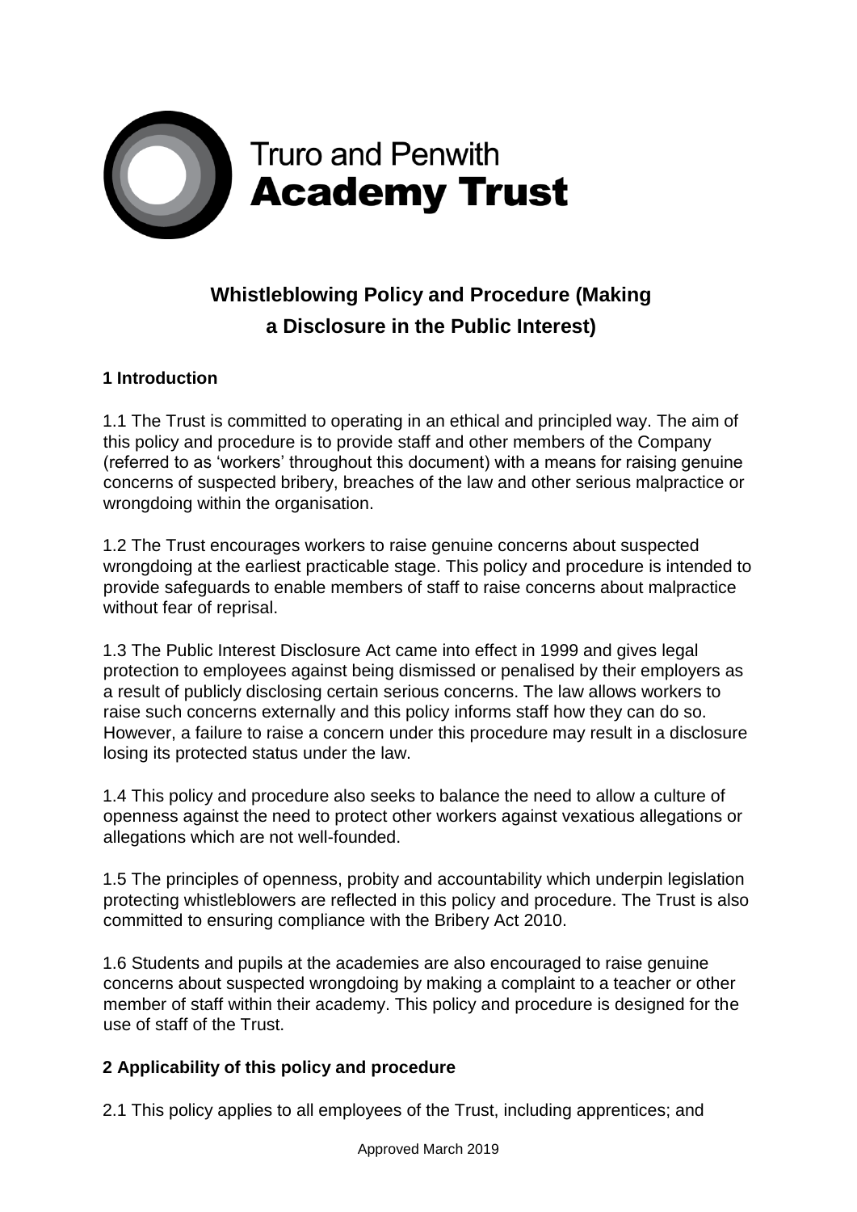Truro and Penwith
**Academy Trust**

# Whistleblowing Policy and Procedure (Making a Disclosure in the Public Interest)

## 1 Introduction

1.1 The Trust is committed to operating in an ethical and principled way. The aim of this policy and procedure is to provide staff and other members of the Company (referred to as 'workers' throughout this document) with a means for raising genuine concerns of suspected bribery, breaches of the law and other serious malpractice or wrongdoing within the organisation.

1.2 The Trust encourages workers to raise genuine concerns about suspected wrongdoing at the earliest practicable stage. This policy and procedure is intended to provide safeguards to enable members of staff to raise concerns about malpractice without fear of reprisal.

1.3 The Public Interest Disclosure Act came into effect in 1999 and gives legal protection to employees against being dismissed or penalised by their employers as a result of publicly disclosing certain serious concerns. The law allows workers to raise such concerns externally and this policy informs staff how they can do so. However, a failure to raise a concern under this procedure may result in a disclosure losing its protected status under the law.

1.4 This policy and procedure also seeks to balance the need to allow a culture of openness against the need to protect other workers against vexatious allegations or allegations which are not well-founded.

1.5 The principles of openness, probity and accountability which underpin legislation protecting whistleblowers are reflected in this policy and procedure. The Trust is also committed to ensuring compliance with the Bribery Act 2010.

1.6 Students and pupils at the academies are also encouraged to raise genuine concerns about suspected wrongdoing by making a complaint to a teacher or other member of staff within their academy. This policy and procedure is designed for the use of staff of the Trust.

## 2 Applicability of this policy and procedure

2.1 This policy applies to all employees of the Trust, including apprentices; and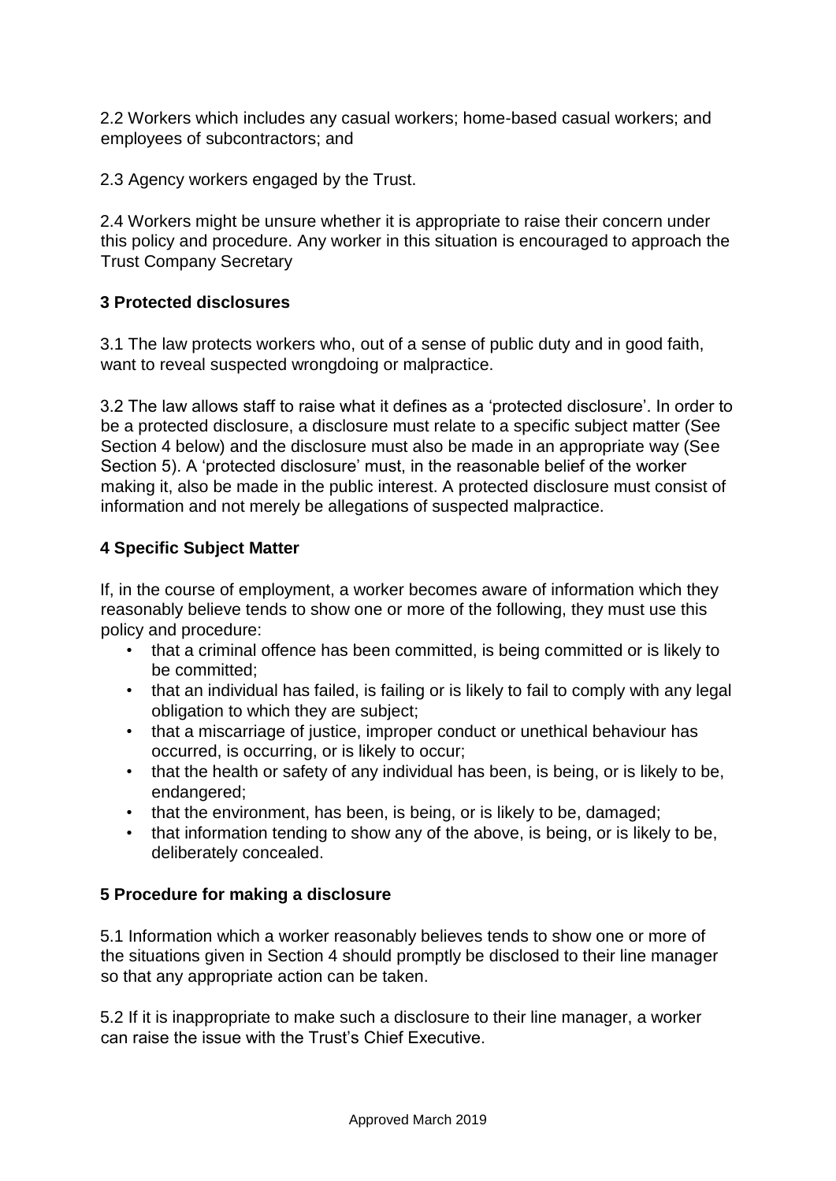2.2 Workers which includes any casual workers; home-based casual workers; and employees of subcontractors; and

2.3 Agency workers engaged by the Trust.

2.4 Workers might be unsure whether it is appropriate to raise their concern under this policy and procedure. Any worker in this situation is encouraged to approach the Trust Company Secretary

## 3 Protected disclosures

3.1 The law protects workers who, out of a sense of public duty and in good faith, want to reveal suspected wrongdoing or malpractice.

3.2 The law allows staff to raise what it defines as a 'protected disclosure'. In order to be a protected disclosure, a disclosure must relate to a specific subject matter (See Section 4 below) and the disclosure must also be made in an appropriate way (See Section 5). A 'protected disclosure' must, in the reasonable belief of the worker making it, also be made in the public interest. A protected disclosure must consist of information and not merely be allegations of suspected malpractice.

## 4 Specific Subject Matter

If, in the course of employment, a worker becomes aware of information which they reasonably believe tends to show one or more of the following, they must use this policy and procedure:

- that a criminal offence has been committed, is being committed or is likely to be committed;
- that an individual has failed, is failing or is likely to fail to comply with any legal obligation to which they are subject;
- that a miscarriage of justice, improper conduct or unethical behaviour has occurred, is occurring, or is likely to occur;
- that the health or safety of any individual has been, is being, or is likely to be, endangered;
- that the environment, has been, is being, or is likely to be, damaged;
- that information tending to show any of the above, is being, or is likely to be, deliberately concealed.

## 5 Procedure for making a disclosure

5.1 Information which a worker reasonably believes tends to show one or more of the situations given in Section 4 should promptly be disclosed to their line manager so that any appropriate action can be taken.

5.2 If it is inappropriate to make such a disclosure to their line manager, a worker can raise the issue with the Trust's Chief Executive.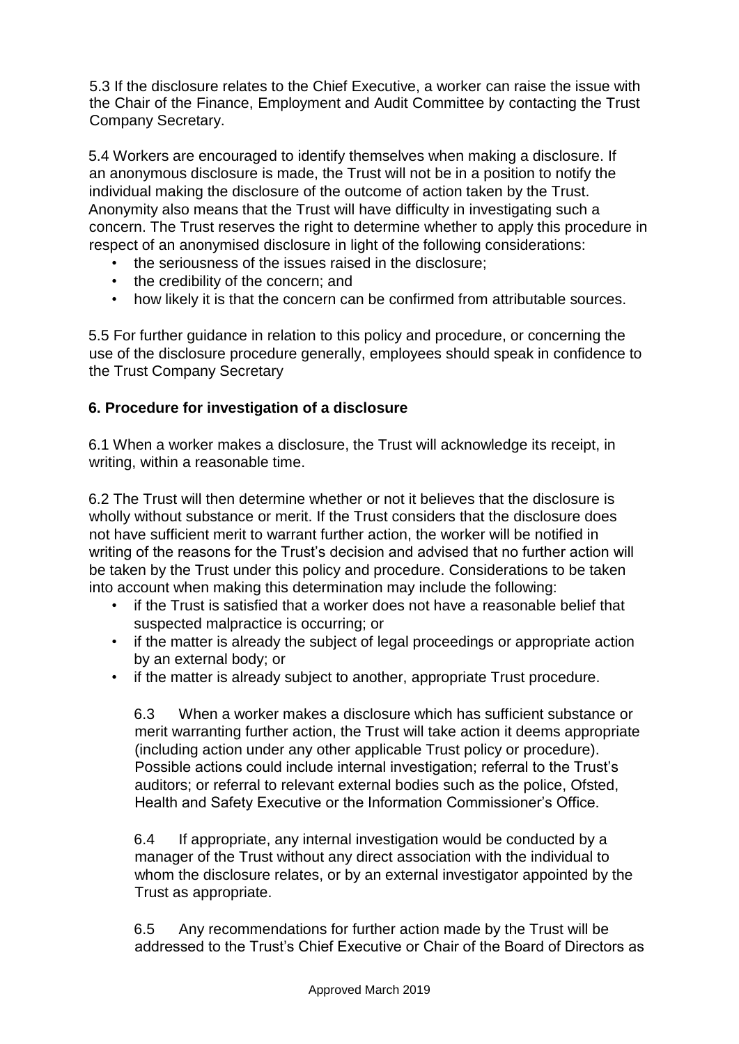5.3 If the disclosure relates to the Chief Executive, a worker can raise the issue with the Chair of the Finance, Employment and Audit Committee by contacting the Trust Company Secretary.

5.4 Workers are encouraged to identify themselves when making a disclosure. If an anonymous disclosure is made, the Trust will not be in a position to notify the individual making the disclosure of the outcome of action taken by the Trust. Anonymity also means that the Trust will have difficulty in investigating such a concern. The Trust reserves the right to determine whether to apply this procedure in respect of an anonymised disclosure in light of the following considerations:

- the seriousness of the issues raised in the disclosure;
- the credibility of the concern; and
- how likely it is that the concern can be confirmed from attributable sources.

5.5 For further guidance in relation to this policy and procedure, or concerning the use of the disclosure procedure generally, employees should speak in confidence to the Trust Company Secretary

## 6. Procedure for investigation of a disclosure

6.1 When a worker makes a disclosure, the Trust will acknowledge its receipt, in writing, within a reasonable time.

6.2 The Trust will then determine whether or not it believes that the disclosure is wholly without substance or merit. If the Trust considers that the disclosure does not have sufficient merit to warrant further action, the worker will be notified in writing of the reasons for the Trust's decision and advised that no further action will be taken by the Trust under this policy and procedure. Considerations to be taken into account when making this determination may include the following:

- if the Trust is satisfied that a worker does not have a reasonable belief that suspected malpractice is occurring; or
- if the matter is already the subject of legal proceedings or appropriate action by an external body; or
- if the matter is already subject to another, appropriate Trust procedure.

6.3 When a worker makes a disclosure which has sufficient substance or merit warranting further action, the Trust will take action it deems appropriate (including action under any other applicable Trust policy or procedure). Possible actions could include internal investigation; referral to the Trust's auditors; or referral to relevant external bodies such as the police, Ofsted, Health and Safety Executive or the Information Commissioner's Office.

6.4 If appropriate, any internal investigation would be conducted by a manager of the Trust without any direct association with the individual to whom the disclosure relates, or by an external investigator appointed by the Trust as appropriate.

6.5 Any recommendations for further action made by the Trust will be addressed to the Trust's Chief Executive or Chair of the Board of Directors as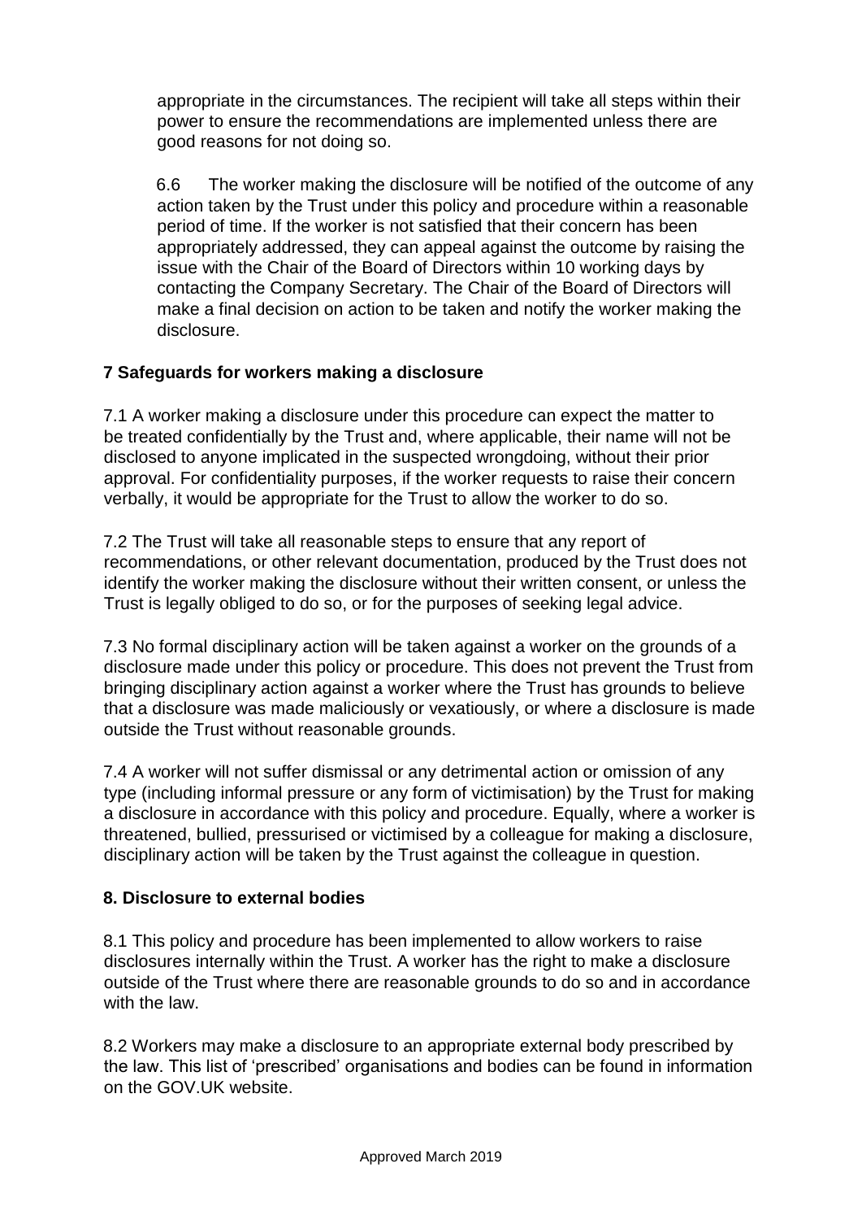appropriate in the circumstances. The recipient will take all steps within their power to ensure the recommendations are implemented unless there are good reasons for not doing so.

6.6 The worker making the disclosure will be notified of the outcome of any action taken by the Trust under this policy and procedure within a reasonable period of time. If the worker is not satisfied that their concern has been appropriately addressed, they can appeal against the outcome by raising the issue with the Chair of the Board of Directors within 10 working days by contacting the Company Secretary. The Chair of the Board of Directors will make a final decision on action to be taken and notify the worker making the disclosure.

## 7 Safeguards for workers making a disclosure

7.1 A worker making a disclosure under this procedure can expect the matter to be treated confidentially by the Trust and, where applicable, their name will not be disclosed to anyone implicated in the suspected wrongdoing, without their prior approval. For confidentiality purposes, if the worker requests to raise their concern verbally, it would be appropriate for the Trust to allow the worker to do so.

7.2 The Trust will take all reasonable steps to ensure that any report of recommendations, or other relevant documentation, produced by the Trust does not identify the worker making the disclosure without their written consent, or unless the Trust is legally obliged to do so, or for the purposes of seeking legal advice.

7.3 No formal disciplinary action will be taken against a worker on the grounds of a disclosure made under this policy or procedure. This does not prevent the Trust from bringing disciplinary action against a worker where the Trust has grounds to believe that a disclosure was made maliciously or vexatiously, or where a disclosure is made outside the Trust without reasonable grounds.

7.4 A worker will not suffer dismissal or any detrimental action or omission of any type (including informal pressure or any form of victimisation) by the Trust for making a disclosure in accordance with this policy and procedure. Equally, where a worker is threatened, bullied, pressurised or victimised by a colleague for making a disclosure, disciplinary action will be taken by the Trust against the colleague in question.

## 8. Disclosure to external bodies

8.1 This policy and procedure has been implemented to allow workers to raise disclosures internally within the Trust. A worker has the right to make a disclosure outside of the Trust where there are reasonable grounds to do so and in accordance with the law.

8.2 Workers may make a disclosure to an appropriate external body prescribed by the law. This list of 'prescribed' organisations and bodies can be found in information on the GOV.UK website.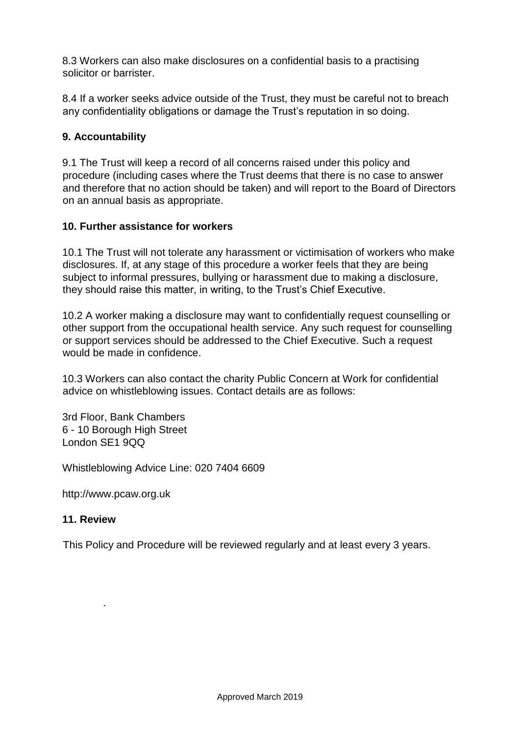8.3 Workers can also make disclosures on a confidential basis to a practising solicitor or barrister.

8.4 If a worker seeks advice outside of the Trust, they must be careful not to breach any confidentiality obligations or damage the Trust's reputation in so doing.

## 9. Accountability

9.1 The Trust will keep a record of all concerns raised under this policy and procedure (including cases where the Trust deems that there is no case to answer and therefore that no action should be taken) and will report to the Board of Directors on an annual basis as appropriate.

## 10. Further assistance for workers

10.1 The Trust will not tolerate any harassment or victimisation of workers who make disclosures. If, at any stage of this procedure a worker feels that they are being subject to informal pressures, bullying or harassment due to making a disclosure, they should raise this matter, in writing, to the Trust's Chief Executive.

10.2 A worker making a disclosure may want to confidentially request counselling or other support from the occupational health service. Any such request for counselling or support services should be addressed to the Chief Executive. Such a request would be made in confidence.

10.3 Workers can also contact the charity Public Concern at Work for confidential advice on whistleblowing issues. Contact details are as follows:

3rd Floor, Bank Chambers
6 - 10 Borough High Street
London SE1 9QQ

Whistleblowing Advice Line: 020 7404 6609

http://www.pcaw.org.uk

## 11. Review

This Policy and Procedure will be reviewed regularly and at least every 3 years.

Approved March 2019